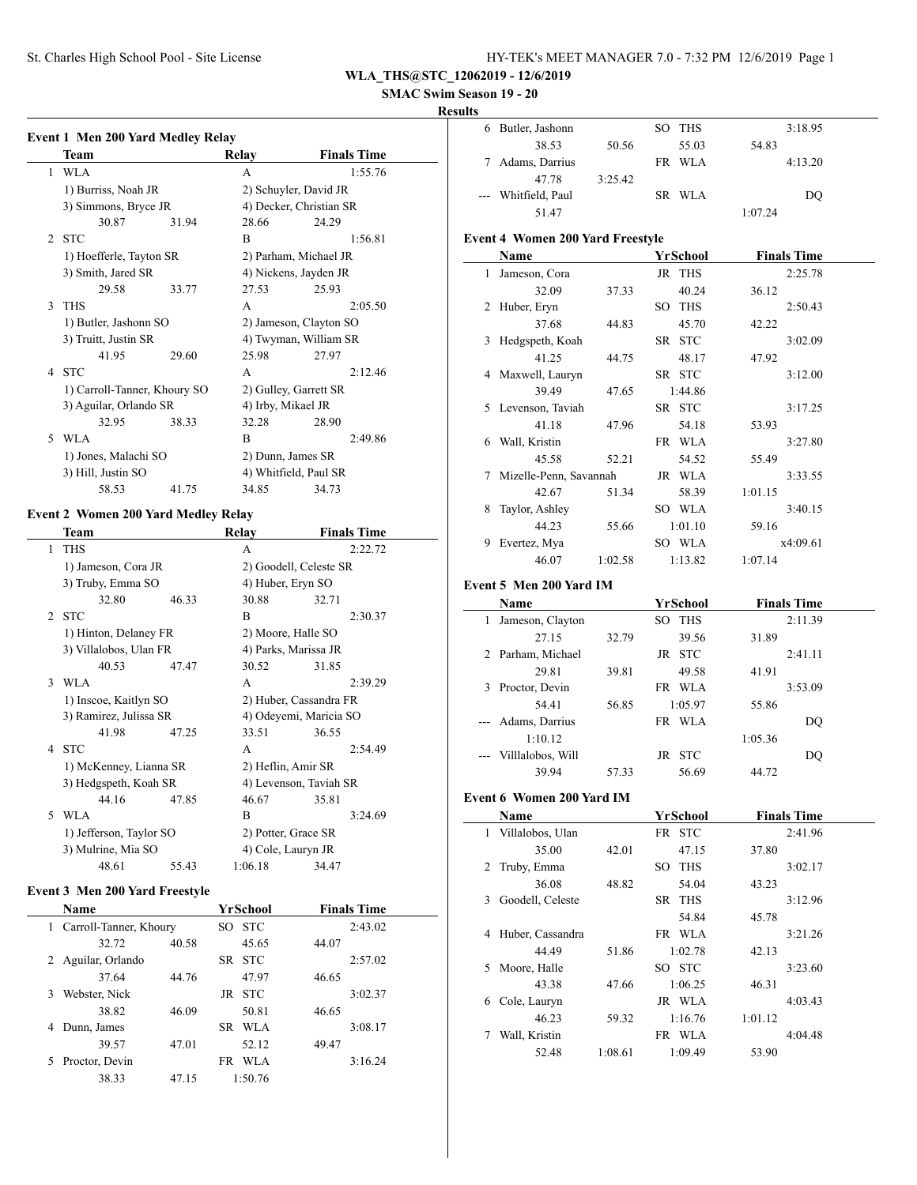**WLA_THS@STC_12062019 - 12/6/2019**

**SMAC Swim Season 19 - 20**

**Results**

### Event 1 Men 200 Yard Medley Relay

| | Team | Relay | Finals Time |
|---|---|---|---|
| 1 | WLA | A | 1:55.76 |
| | 1) Burriss, Noah JR | 2) Schuyler, David JR | |
| | 3) Simmons, Bryce JR | 4) Decker, Christian SR | |
| | 30.87 31.94 | 28.66 24.29 | |
| 2 | STC | B | 1:56.81 |
| | 1) Hoefferle, Tayton SR | 2) Parham, Michael JR | |
| | 3) Smith, Jared SR | 4) Nickens, Jayden JR | |
| | 29.58 33.77 | 27.53 25.93 | |
| 3 | THS | A | 2:05.50 |
| | 1) Butler, Jashonn SO | 2) Jameson, Clayton SO | |
| | 3) Truitt, Justin SR | 4) Twyman, William SR | |
| | 41.95 29.60 | 25.98 27.97 | |
| 4 | STC | A | 2:12.46 |
| | 1) Carroll-Tanner, Khoury SO | 2) Gulley, Garrett SR | |
| | 3) Aguilar, Orlando SR | 4) Irby, Mikael JR | |
| | 32.95 38.33 | 32.28 28.90 | |
| 5 | WLA | B | 2:49.86 |
| | 1) Jones, Malachi SO | 2) Dunn, James SR | |
| | 3) Hill, Justin SO | 4) Whitfield, Paul SR | |
| | 58.53 41.75 | 34.85 34.73 | |

### Event 2 Women 200 Yard Medley Relay

| | Team | Relay | Finals Time |
|---|---|---|---|
| 1 | THS | A | 2:22.72 |
| | 1) Jameson, Cora JR | 2) Goodell, Celeste SR | |
| | 3) Truby, Emma SO | 4) Huber, Eryn SO | |
| | 32.80 46.33 | 30.88 32.71 | |
| 2 | STC | B | 2:30.37 |
| | 1) Hinton, Delaney FR | 2) Moore, Halle SO | |
| | 3) Villalobos, Ulan FR | 4) Parks, Marissa JR | |
| | 40.53 47.47 | 30.52 31.85 | |
| 3 | WLA | A | 2:39.29 |
| | 1) Inscoe, Kaitlyn SO | 2) Huber, Cassandra FR | |
| | 3) Ramirez, Julissa SR | 4) Odeyemi, Maricia SO | |
| | 41.98 47.25 | 33.51 36.55 | |
| 4 | STC | A | 2:54.49 |
| | 1) McKenney, Lianna SR | 2) Heflin, Amir SR | |
| | 3) Hedgspeth, Koah SR | 4) Levenson, Taviah SR | |
| | 44.16 47.85 | 46.67 35.81 | |
| 5 | WLA | B | 3:24.69 |
| | 1) Jefferson, Taylor SO | 2) Potter, Grace SR | |
| | 3) Mulrine, Mia SO | 4) Cole, Lauryn JR | |
| | 48.61 55.43 | 1:06.18 34.47 | |

### Event 3 Men 200 Yard Freestyle

| | Name | YrSchool | Finals Time |
|---|---|---|---|
| 1 | Carroll-Tanner, Khoury | SO STC | 2:43.02 |
| | 32.72 40.58 | 45.65 | 44.07 |
| 2 | Aguilar, Orlando | SR STC | 2:57.02 |
| | 37.64 44.76 | 47.97 | 46.65 |
| 3 | Webster, Nick | JR STC | 3:02.37 |
| | 38.82 46.09 | 50.81 | 46.65 |
| 4 | Dunn, James | SR WLA | 3:08.17 |
| | 39.57 47.01 | 52.12 | 49.47 |
| 5 | Proctor, Devin | FR WLA | 3:16.24 |
| | 38.33 47.15 | 1:50.76 | |
| 6 | Butler, Jashonn | SO THS | 3:18.95 |
| | 38.53 50.56 | 55.03 | 54.83 |
| 7 | Adams, Darrius | FR WLA | 4:13.20 |
| | 47.78 3:25.42 | | |
| --- | Whitfield, Paul | SR WLA | DQ |
| | 51.47 | | 1:07.24 |

### Event 4 Women 200 Yard Freestyle

| | Name | YrSchool | Finals Time |
|---|---|---|---|
| 1 | Jameson, Cora | JR THS | 2:25.78 |
| | 32.09 37.33 | 40.24 | 36.12 |
| 2 | Huber, Eryn | SO THS | 2:50.43 |
| | 37.68 44.83 | 45.70 | 42.22 |
| 3 | Hedgspeth, Koah | SR STC | 3:02.09 |
| | 41.25 44.75 | 48.17 | 47.92 |
| 4 | Maxwell, Lauryn | SR STC | 3:12.00 |
| | 39.49 47.65 | 1:44.86 | |
| 5 | Levenson, Taviah | SR STC | 3:17.25 |
| | 41.18 47.96 | 54.18 | 53.93 |
| 6 | Wall, Kristin | FR WLA | 3:27.80 |
| | 45.58 52.21 | 54.52 | 55.49 |
| 7 | Mizelle-Penn, Savannah | JR WLA | 3:33.55 |
| | 42.67 51.34 | 58.39 | 1:01.15 |
| 8 | Taylor, Ashley | SO WLA | 3:40.15 |
| | 44.23 55.66 | 1:01.10 | 59.16 |
| 9 | Evertez, Mya | SO WLA | x4:09.61 |
| | 46.07 1:02.58 | 1:13.82 | 1:07.14 |

### Event 5 Men 200 Yard IM

| | Name | YrSchool | Finals Time |
|---|---|---|---|
| 1 | Jameson, Clayton | SO THS | 2:11.39 |
| | 27.15 32.79 | 39.56 | 31.89 |
| 2 | Parham, Michael | JR STC | 2:41.11 |
| | 29.81 39.81 | 49.58 | 41.91 |
| 3 | Proctor, Devin | FR WLA | 3:53.09 |
| | 54.41 56.85 | 1:05.97 | 55.86 |
| --- | Adams, Darrius | FR WLA | DQ |
| | 1:10.12 | | 1:05.36 |
| --- | Villlalobos, Will | JR STC | DQ |
| | 39.94 57.33 | 56.69 | 44.72 |

### Event 6 Women 200 Yard IM

| | Name | YrSchool | Finals Time |
|---|---|---|---|
| 1 | Villalobos, Ulan | FR STC | 2:41.96 |
| | 35.00 42.01 | 47.15 | 37.80 |
| 2 | Truby, Emma | SO THS | 3:02.17 |
| | 36.08 48.82 | 54.04 | 43.23 |
| 3 | Goodell, Celeste | SR THS | 3:12.96 |
| | | 54.84 | 45.78 |
| 4 | Huber, Cassandra | FR WLA | 3:21.26 |
| | 44.49 51.86 | 1:02.78 | 42.13 |
| 5 | Moore, Halle | SO STC | 3:23.60 |
| | 43.38 47.66 | 1:06.25 | 46.31 |
| 6 | Cole, Lauryn | JR WLA | 4:03.43 |
| | 46.23 59.32 | 1:16.76 | 1:01.12 |
| 7 | Wall, Kristin | FR WLA | 4:04.48 |
| | 52.48 1:08.61 | 1:09.49 | 53.90 |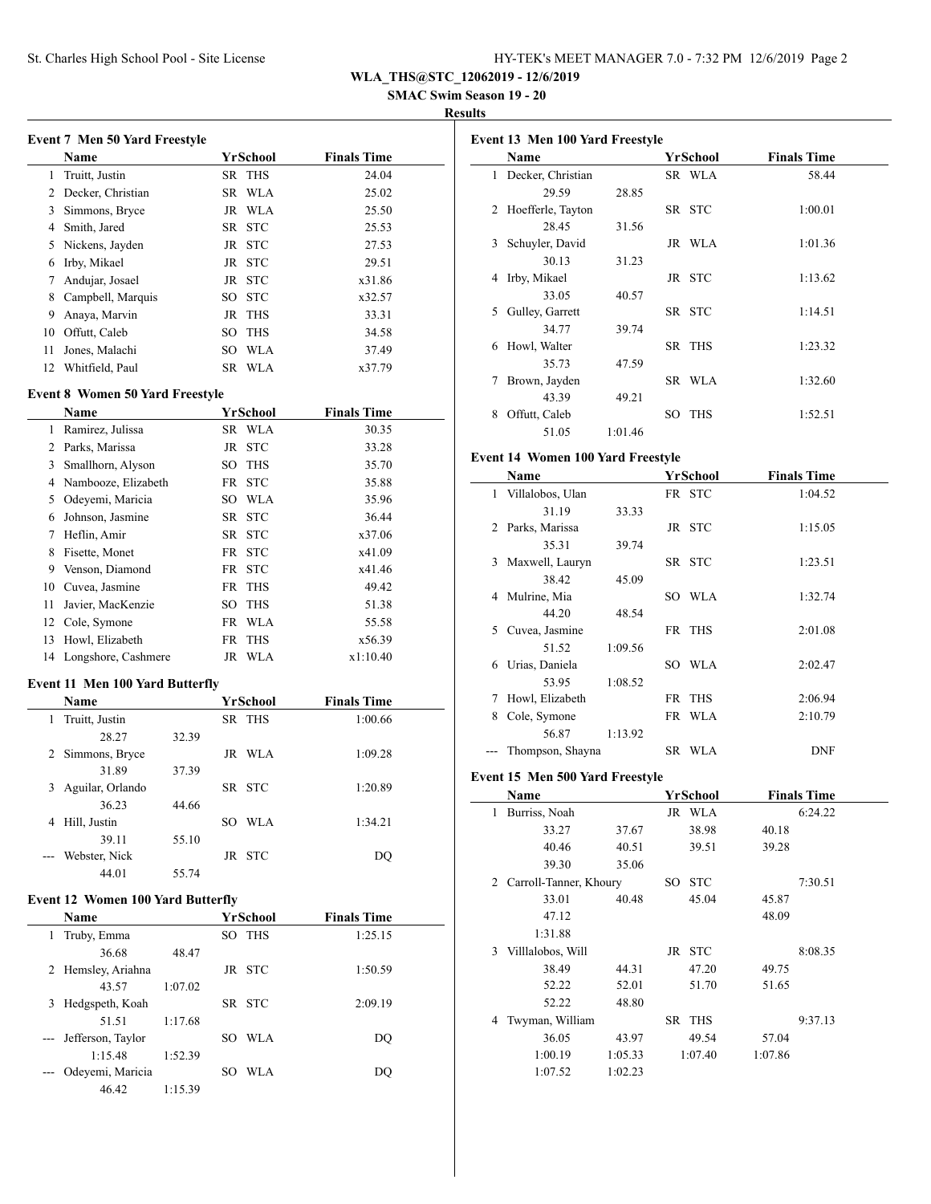**WLA_THS@STC_12062019 - 12/6/2019**

**SMAC Swim Season 19 - 20**

**Results**

### Event 7 Men 50 Yard Freestyle

| | Name | Yr | School | Finals Time |
|---|---|---|---|---|
| 1 | Truitt, Justin | SR | THS | 24.04 |
| 2 | Decker, Christian | SR | WLA | 25.02 |
| 3 | Simmons, Bryce | JR | WLA | 25.50 |
| 4 | Smith, Jared | SR | STC | 25.53 |
| 5 | Nickens, Jayden | JR | STC | 27.53 |
| 6 | Irby, Mikael | JR | STC | 29.51 |
| 7 | Andujar, Josael | JR | STC | x31.86 |
| 8 | Campbell, Marquis | SO | STC | x32.57 |
| 9 | Anaya, Marvin | JR | THS | 33.31 |
| 10 | Offutt, Caleb | SO | THS | 34.58 |
| 11 | Jones, Malachi | SO | WLA | 37.49 |
| 12 | Whitfield, Paul | SR | WLA | x37.79 |

### Event 8 Women 50 Yard Freestyle

| | Name | Yr | School | Finals Time |
|---|---|---|---|---|
| 1 | Ramirez, Julissa | SR | WLA | 30.35 |
| 2 | Parks, Marissa | JR | STC | 33.28 |
| 3 | Smallhorn, Alyson | SO | THS | 35.70 |
| 4 | Nambooze, Elizabeth | FR | STC | 35.88 |
| 5 | Odeyemi, Maricia | SO | WLA | 35.96 |
| 6 | Johnson, Jasmine | SR | STC | 36.44 |
| 7 | Heflin, Amir | SR | STC | x37.06 |
| 8 | Fisette, Monet | FR | STC | x41.09 |
| 9 | Venson, Diamond | FR | STC | x41.46 |
| 10 | Cuvea, Jasmine | FR | THS | 49.42 |
| 11 | Javier, MacKenzie | SO | THS | 51.38 |
| 12 | Cole, Symone | FR | WLA | 55.58 |
| 13 | Howl, Elizabeth | FR | THS | x56.39 |
| 14 | Longshore, Cashmere | JR | WLA | x1:10.40 |

### Event 11 Men 100 Yard Butterfly

| | Name | Yr | School | Finals Time |
|---|---|---|---|---|
| 1 | Truitt, Justin | SR | THS | 1:00.66 |
| | 28.27 32.39 | | | |
| 2 | Simmons, Bryce | JR | WLA | 1:09.28 |
| | 31.89 37.39 | | | |
| 3 | Aguilar, Orlando | SR | STC | 1:20.89 |
| | 36.23 44.66 | | | |
| 4 | Hill, Justin | SO | WLA | 1:34.21 |
| | 39.11 55.10 | | | |
| --- | Webster, Nick | JR | STC | DQ |
| | 44.01 55.74 | | | |

### Event 12 Women 100 Yard Butterfly

| | Name | Yr | School | Finals Time |
|---|---|---|---|---|
| 1 | Truby, Emma | SO | THS | 1:25.15 |
| | 36.68 48.47 | | | |
| 2 | Hemsley, Ariahna | JR | STC | 1:50.59 |
| | 43.57 1:07.02 | | | |
| 3 | Hedgspeth, Koah | SR | STC | 2:09.19 |
| | 51.51 1:17.68 | | | |
| --- | Jefferson, Taylor | SO | WLA | DQ |
| | 1:15.48 1:52.39 | | | |
| --- | Odeyemi, Maricia | SO | WLA | DQ |
| | 46.42 1:15.39 | | | |

### Event 13 Men 100 Yard Freestyle

| | Name | Yr | School | Finals Time |
|---|---|---|---|---|
| 1 | Decker, Christian | SR | WLA | 58.44 |
| | 29.59 28.85 | | | |
| 2 | Hoefferle, Tayton | SR | STC | 1:00.01 |
| | 28.45 31.56 | | | |
| 3 | Schuyler, David | JR | WLA | 1:01.36 |
| | 30.13 31.23 | | | |
| 4 | Irby, Mikael | JR | STC | 1:13.62 |
| | 33.05 40.57 | | | |
| 5 | Gulley, Garrett | SR | STC | 1:14.51 |
| | 34.77 39.74 | | | |
| 6 | Howl, Walter | SR | THS | 1:23.32 |
| | 35.73 47.59 | | | |
| 7 | Brown, Jayden | SR | WLA | 1:32.60 |
| | 43.39 49.21 | | | |
| 8 | Offutt, Caleb | SO | THS | 1:52.51 |
| | 51.05 1:01.46 | | | |

### Event 14 Women 100 Yard Freestyle

| | Name | Yr | School | Finals Time |
|---|---|---|---|---|
| 1 | Villalobos, Ulan | FR | STC | 1:04.52 |
| | 31.19 33.33 | | | |
| 2 | Parks, Marissa | JR | STC | 1:15.05 |
| | 35.31 39.74 | | | |
| 3 | Maxwell, Lauryn | SR | STC | 1:23.51 |
| | 38.42 45.09 | | | |
| 4 | Mulrine, Mia | SO | WLA | 1:32.74 |
| | 44.20 48.54 | | | |
| 5 | Cuvea, Jasmine | FR | THS | 2:01.08 |
| | 51.52 1:09.56 | | | |
| 6 | Urias, Daniela | SO | WLA | 2:02.47 |
| | 53.95 1:08.52 | | | |
| 7 | Howl, Elizabeth | FR | THS | 2:06.94 |
| 8 | Cole, Symone | FR | WLA | 2:10.79 |
| | 56.87 1:13.92 | | | |
| --- | Thompson, Shayna | SR | WLA | DNF |

### Event 15 Men 500 Yard Freestyle

| | Name | Yr | School | Finals Time |
|---|---|---|---|---|
| 1 | Burriss, Noah | JR | WLA | 6:24.22 |
| | 33.27 37.67 38.98 40.18 | | | |
| | 40.46 40.51 39.51 39.28 | | | |
| | 39.30 35.06 | | | |
| 2 | Carroll-Tanner, Khoury | SO | STC | 7:30.51 |
| | 33.01 40.48 45.04 45.87 | | | |
| | 47.12 48.09 | | | |
| | 1:31.88 | | | |
| 3 | Villlalobos, Will | JR | STC | 8:08.35 |
| | 38.49 44.31 47.20 49.75 | | | |
| | 52.22 52.01 51.70 51.65 | | | |
| | 52.22 48.80 | | | |
| 4 | Twyman, William | SR | THS | 9:37.13 |
| | 36.05 43.97 49.54 57.04 | | | |
| | 1:00.19 1:05.33 1:07.40 1:07.86 | | | |
| | 1:07.52 1:02.23 | | | |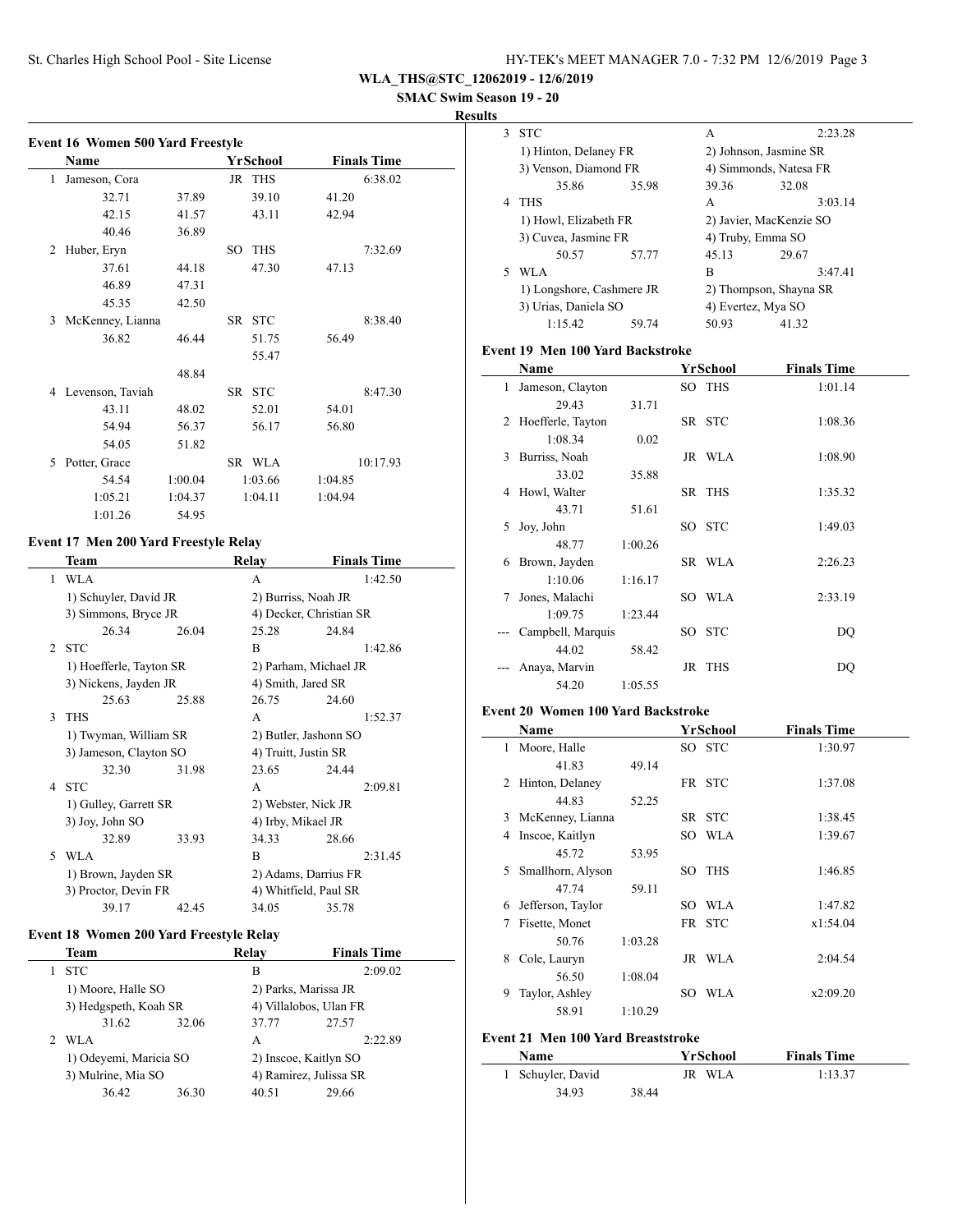**WLA_THS@STC_12062019 - 12/6/2019**

**SMAC Swim Season 19 - 20**

**Results**

### Event 16 Women 500 Yard Freestyle

| | Name | Yr | School | Finals Time |
|---|---|---|---|---|
| 1 | Jameson, Cora | JR | THS | 6:38.02 |
| | 32.71 37.89 39.10 41.20 42.15 41.57 43.11 42.94 40.46 36.89 | | | |
| 2 | Huber, Eryn | SO | THS | 7:32.69 |
| | 37.61 44.18 47.30 47.13 46.89 47.31 45.35 42.50 | | | |
| 3 | McKenney, Lianna | SR | STC | 8:38.40 |
| | 36.82 46.44 51.75 56.49 55.47 48.84 | | | |
| 4 | Levenson, Taviah | SR | STC | 8:47.30 |
| | 43.11 48.02 52.01 54.01 54.94 56.37 56.17 56.80 54.05 51.82 | | | |
| 5 | Potter, Grace | SR | WLA | 10:17.93 |
| | 54.54 1:00.04 1:03.66 1:04.85 1:05.21 1:04.37 1:04.11 1:04.94 1:01.26 54.95 | | | |

### Event 17 Men 200 Yard Freestyle Relay

| | Team | Relay | Finals Time |
|---|---|---|---|
| 1 | WLA | A | 1:42.50 |
| | 1) Schuyler, David JR; 2) Burriss, Noah JR; 3) Simmons, Bryce JR; 4) Decker, Christian SR | | |
| | 26.34 26.04 25.28 24.84 | | |
| 2 | STC | B | 1:42.86 |
| | 1) Hoefferle, Tayton SR; 2) Parham, Michael JR; 3) Nickens, Jayden JR; 4) Smith, Jared SR | | |
| | 25.63 25.88 26.75 24.60 | | |
| 3 | THS | A | 1:52.37 |
| | 1) Twyman, William SR; 2) Butler, Jashonn SO; 3) Jameson, Clayton SO; 4) Truitt, Justin SR | | |
| | 32.30 31.98 23.65 24.44 | | |
| 4 | STC | A | 2:09.81 |
| | 1) Gulley, Garrett SR; 2) Webster, Nick JR; 3) Joy, John SO; 4) Irby, Mikael JR | | |
| | 32.89 33.93 34.33 28.66 | | |
| 5 | WLA | B | 2:31.45 |
| | 1) Brown, Jayden SR; 2) Adams, Darrius FR; 3) Proctor, Devin FR; 4) Whitfield, Paul SR | | |
| | 39.17 42.45 34.05 35.78 | | |

### Event 18 Women 200 Yard Freestyle Relay

| | Team | Relay | Finals Time |
|---|---|---|---|
| 1 | STC | B | 2:09.02 |
| | 1) Moore, Halle SO; 2) Parks, Marissa JR; 3) Hedgspeth, Koah SR; 4) Villalobos, Ulan FR | | |
| | 31.62 32.06 37.77 27.57 | | |
| 2 | WLA | A | 2:22.89 |
| | 1) Odeyemi, Maricia SO; 2) Inscoe, Kaitlyn SO; 3) Mulrine, Mia SO; 4) Ramirez, Julissa SR | | |
| | 36.42 36.30 40.51 29.66 | | |
| 3 | STC | A | 2:23.28 |
| | 1) Hinton, Delaney FR; 2) Johnson, Jasmine SR; 3) Venson, Diamond FR; 4) Simmonds, Natesa FR | | |
| | 35.86 35.98 39.36 32.08 | | |
| 4 | THS | A | 3:03.14 |
| | 1) Howl, Elizabeth FR; 2) Javier, MacKenzie SO; 3) Cuvea, Jasmine FR; 4) Truby, Emma SO | | |
| | 50.57 57.77 45.13 29.67 | | |
| 5 | WLA | B | 3:47.41 |
| | 1) Longshore, Cashmere JR; 2) Thompson, Shayna SR; 3) Urias, Daniela SO; 4) Evertez, Mya SO | | |
| | 1:15.42 59.74 50.93 41.32 | | |

### Event 19 Men 100 Yard Backstroke

| | Name | Yr | School | Finals Time |
|---|---|---|---|---|
| 1 | Jameson, Clayton | SO | THS | 1:01.14 |
| | 29.43 31.71 | | | |
| 2 | Hoefferle, Tayton | SR | STC | 1:08.36 |
| | 1:08.34 0.02 | | | |
| 3 | Burriss, Noah | JR | WLA | 1:08.90 |
| | 33.02 35.88 | | | |
| 4 | Howl, Walter | SR | THS | 1:35.32 |
| | 43.71 51.61 | | | |
| 5 | Joy, John | SO | STC | 1:49.03 |
| | 48.77 1:00.26 | | | |
| 6 | Brown, Jayden | SR | WLA | 2:26.23 |
| | 1:10.06 1:16.17 | | | |
| 7 | Jones, Malachi | SO | WLA | 2:33.19 |
| | 1:09.75 1:23.44 | | | |
| --- | Campbell, Marquis | SO | STC | DQ |
| | 44.02 58.42 | | | |
| --- | Anaya, Marvin | JR | THS | DQ |
| | 54.20 1:05.55 | | | |

### Event 20 Women 100 Yard Backstroke

| | Name | Yr | School | Finals Time |
|---|---|---|---|---|
| 1 | Moore, Halle | SO | STC | 1:30.97 |
| | 41.83 49.14 | | | |
| 2 | Hinton, Delaney | FR | STC | 1:37.08 |
| | 44.83 52.25 | | | |
| 3 | McKenney, Lianna | SR | STC | 1:38.45 |
| 4 | Inscoe, Kaitlyn | SO | WLA | 1:39.67 |
| | 45.72 53.95 | | | |
| 5 | Smallhorn, Alyson | SO | THS | 1:46.85 |
| | 47.74 59.11 | | | |
| 6 | Jefferson, Taylor | SO | WLA | 1:47.82 |
| 7 | Fisette, Monet | FR | STC | x1:54.04 |
| | 50.76 1:03.28 | | | |
| 8 | Cole, Lauryn | JR | WLA | 2:04.54 |
| | 56.50 1:08.04 | | | |
| 9 | Taylor, Ashley | SO | WLA | x2:09.20 |
| | 58.91 1:10.29 | | | |

### Event 21 Men 100 Yard Breaststroke

| | Name | Yr | School | Finals Time |
|---|---|---|---|---|
| 1 | Schuyler, David | JR | WLA | 1:13.37 |
| | 34.93 38.44 | | | |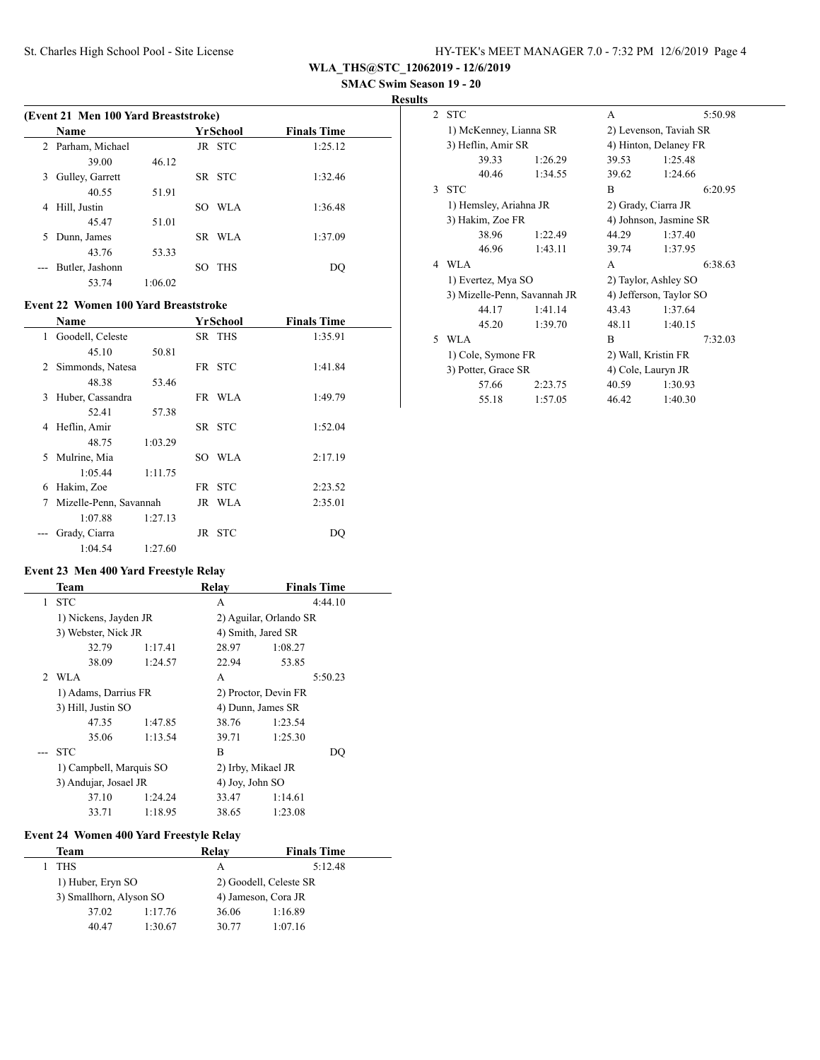**WLA_THS@STC_12062019 - 12/6/2019**

**SMAC Swim Season 19 - 20**

**Results**

### (Event 21 Men 100 Yard Breaststroke)

| | Name | Yr | School | Finals Time |
|---|---|---|---|---|
| 2 | Parham, Michael | JR | STC | 1:25.12 |
| | 39.00 46.12 | | | |
| 3 | Gulley, Garrett | SR | STC | 1:32.46 |
| | 40.55 51.91 | | | |
| 4 | Hill, Justin | SO | WLA | 1:36.48 |
| | 45.47 51.01 | | | |
| 5 | Dunn, James | SR | WLA | 1:37.09 |
| | 43.76 53.33 | | | |
| --- | Butler, Jashonn | SO | THS | DQ |
| | 53.74 1:06.02 | | | |

### Event 22 Women 100 Yard Breaststroke

| | Name | Yr | School | Finals Time |
|---|---|---|---|---|
| 1 | Goodell, Celeste | SR | THS | 1:35.91 |
| | 45.10 50.81 | | | |
| 2 | Simmonds, Natesa | FR | STC | 1:41.84 |
| | 48.38 53.46 | | | |
| 3 | Huber, Cassandra | FR | WLA | 1:49.79 |
| | 52.41 57.38 | | | |
| 4 | Heflin, Amir | SR | STC | 1:52.04 |
| | 48.75 1:03.29 | | | |
| 5 | Mulrine, Mia | SO | WLA | 2:17.19 |
| | 1:05.44 1:11.75 | | | |
| 6 | Hakim, Zoe | FR | STC | 2:23.52 |
| 7 | Mizelle-Penn, Savannah | JR | WLA | 2:35.01 |
| | 1:07.88 1:27.13 | | | |
| --- | Grady, Ciarra | JR | STC | DQ |
| | 1:04.54 1:27.60 | | | |

### Event 23 Men 400 Yard Freestyle Relay

| | Team | | Relay | Finals Time |
|---|---|---|---|---|
| 1 | STC | | A | 4:44.10 |
| | 1) Nickens, Jayden JR | | 2) Aguilar, Orlando SR | |
| | 3) Webster, Nick JR | | 4) Smith, Jared SR | |
| | 32.79 | 1:17.41 | 28.97 | 1:08.27 |
| | 38.09 | 1:24.57 | 22.94 | 53.85 |
| 2 | WLA | | A | 5:50.23 |
| | 1) Adams, Darrius FR | | 2) Proctor, Devin FR | |
| | 3) Hill, Justin SO | | 4) Dunn, James SR | |
| | 47.35 | 1:47.85 | 38.76 | 1:23.54 |
| | 35.06 | 1:13.54 | 39.71 | 1:25.30 |
| --- | STC | | B | DQ |
| | 1) Campbell, Marquis SO | | 2) Irby, Mikael JR | |
| | 3) Andujar, Josael JR | | 4) Joy, John SO | |
| | 37.10 | 1:24.24 | 33.47 | 1:14.61 |
| | 33.71 | 1:18.95 | 38.65 | 1:23.08 |

### Event 24 Women 400 Yard Freestyle Relay

| | Team | | Relay | Finals Time |
|---|---|---|---|---|
| 1 | THS | | A | 5:12.48 |
| | 1) Huber, Eryn SO | | 2) Goodell, Celeste SR | |
| | 3) Smallhorn, Alyson SO | | 4) Jameson, Cora JR | |
| | 37.02 | 1:17.76 | 36.06 | 1:16.89 |
| | 40.47 | 1:30.67 | 30.77 | 1:07.16 |
| 2 | STC | | A | 5:50.98 |
| | 1) McKenney, Lianna SR | | 2) Levenson, Taviah SR | |
| | 3) Heflin, Amir SR | | 4) Hinton, Delaney FR | |
| | 39.33 | 1:26.29 | 39.53 | 1:25.48 |
| | 40.46 | 1:34.55 | 39.62 | 1:24.66 |
| 3 | STC | | B | 6:20.95 |
| | 1) Hemsley, Ariahna JR | | 2) Grady, Ciarra JR | |
| | 3) Hakim, Zoe FR | | 4) Johnson, Jasmine SR | |
| | 38.96 | 1:22.49 | 44.29 | 1:37.40 |
| | 46.96 | 1:43.11 | 39.74 | 1:37.95 |
| 4 | WLA | | A | 6:38.63 |
| | 1) Evertez, Mya SO | | 2) Taylor, Ashley SO | |
| | 3) Mizelle-Penn, Savannah JR | | 4) Jefferson, Taylor SO | |
| | 44.17 | 1:41.14 | 43.43 | 1:37.64 |
| | 45.20 | 1:39.70 | 48.11 | 1:40.15 |
| 5 | WLA | | B | 7:32.03 |
| | 1) Cole, Symone FR | | 2) Wall, Kristin FR | |
| | 3) Potter, Grace SR | | 4) Cole, Lauryn JR | |
| | 57.66 | 2:23.75 | 40.59 | 1:30.93 |
| | 55.18 | 1:57.05 | 46.42 | 1:40.30 |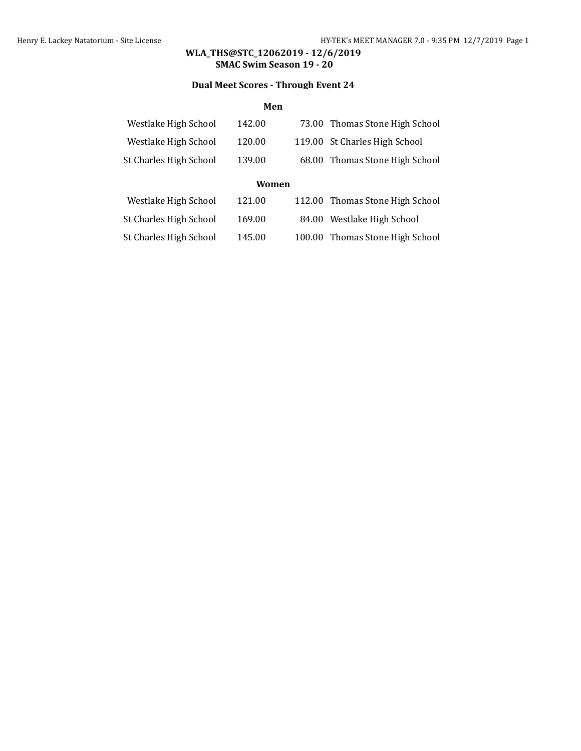**WLA_THS@STC_12062019 - 12/6/2019**
**SMAC Swim Season 19 - 20**

### Dual Meet Scores - Through Event 24

**Men**

| | | | |
|---|---|---|---|
| Westlake High School | 142.00 | 73.00 | Thomas Stone High School |
| Westlake High School | 120.00 | 119.00 | St Charles High School |
| St Charles High School | 139.00 | 68.00 | Thomas Stone High School |

**Women**

| | | | |
|---|---|---|---|
| Westlake High School | 121.00 | 112.00 | Thomas Stone High School |
| St Charles High School | 169.00 | 84.00 | Westlake High School |
| St Charles High School | 145.00 | 100.00 | Thomas Stone High School |